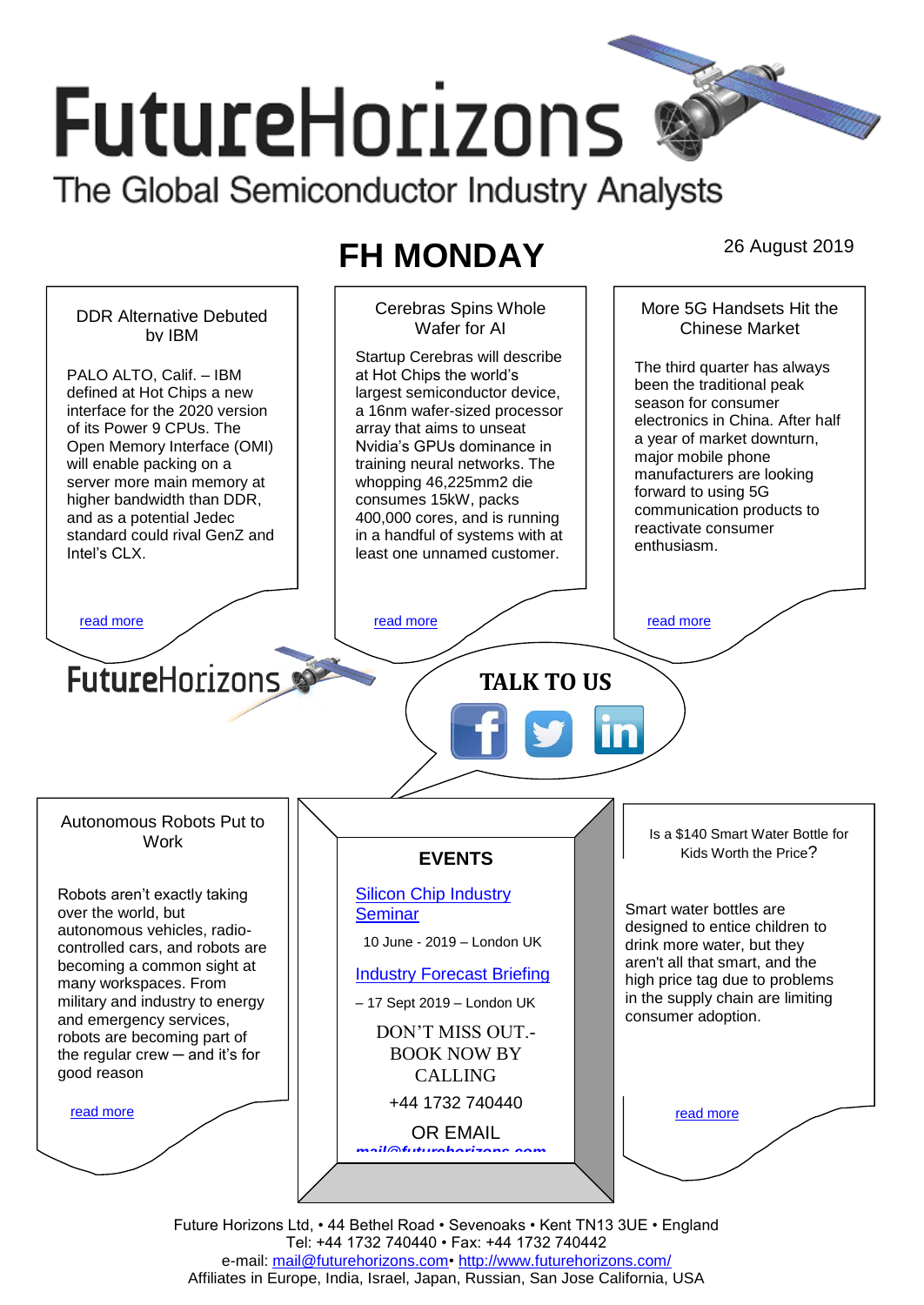# FutureHorizons

The Global Semiconductor Industry Analysts

## FH MONDAY

26 August 2019

### DDR Alternative Debuted by IBM

PALO ALTO, Calif. – IBM defined at Hot Chips a new interface for the 2020 version of its Power 9 CPUs. The Open Memory Interface (OMI) will enable packing on a server more main memory at higher bandwidth than DDR, and as a potential Jedec standard could rival GenZ and Intel's CLX.

read more

### Cerebras Spins Whole Wafer for AI

Startup Cerebras will describe at Hot Chips the world's largest semiconductor device, a 16nm wafer-sized processor array that aims to unseat Nvidia's GPUs dominance in training neural networks. The whopping 46,225mm2 die consumes 15kW, packs 400,000 cores, and is running in a handful of systems with at least one unnamed customer.

read more

### More 5G Handsets Hit the Chinese Market

The third quarter has always been the traditional peak season for consumer electronics in China. After half a year of market downturn, major mobile phone manufacturers are looking forward to using 5G communication products to reactivate consumer enthusiasm.

read more

FutureHorizons

**TALK TO US**

### Autonomous Robots Put to Work

Robots aren't exactly taking over the world, but autonomous vehicles, radio-controlled cars, and robots are becoming a common sight at many workspaces. From military and industry to energy and emergency services, robots are becoming part of the regular crew – and it's for good reason

read more

### EVENTS

Silicon Chip Industry Seminar

10 June - 2019 – London UK

Industry Forecast Briefing

– 17 Sept 2019 – London UK

DON'T MISS OUT.- BOOK NOW BY CALLING

+44 1732 740440

OR EMAIL

mail@futurehorizons.com

### Is a $140 Smart Water Bottle for Kids Worth the Price?

Smart water bottles are designed to entice children to drink more water, but they aren't all that smart, and the high price tag due to problems in the supply chain are limiting consumer adoption.

read more

Future Horizons Ltd, • 44 Bethel Road • Sevenoaks • Kent TN13 3UE • England
Tel: +44 1732 740440 • Fax: +44 1732 740442
e-mail: mail@futurehorizons.com• http://www.futurehorizons.com/
Affiliates in Europe, India, Israel, Japan, Russian, San Jose California, USA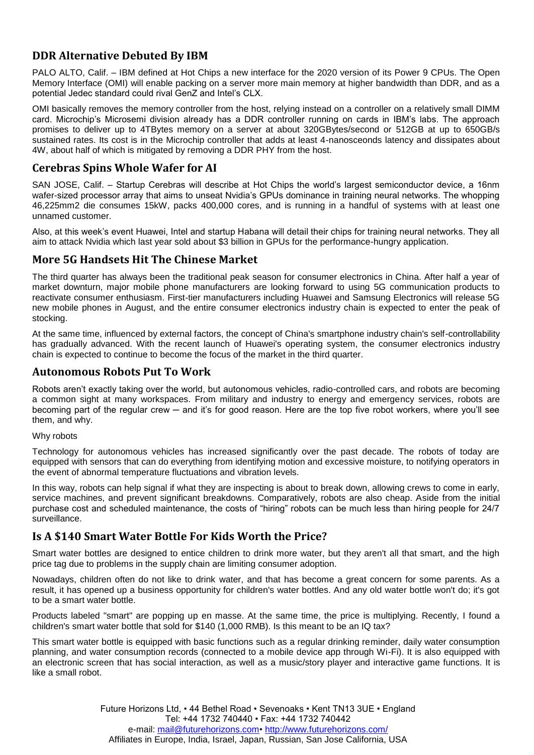## DDR Alternative Debuted By IBM

PALO ALTO, Calif. – IBM defined at Hot Chips a new interface for the 2020 version of its Power 9 CPUs. The Open Memory Interface (OMI) will enable packing on a server more main memory at higher bandwidth than DDR, and as a potential Jedec standard could rival GenZ and Intel's CLX.

OMI basically removes the memory controller from the host, relying instead on a controller on a relatively small DIMM card. Microchip's Microsemi division already has a DDR controller running on cards in IBM's labs. The approach promises to deliver up to 4TBytes memory on a server at about 320GBytes/second or 512GB at up to 650GB/s sustained rates. Its cost is in the Microchip controller that adds at least 4-nanosceonds latency and dissipates about 4W, about half of which is mitigated by removing a DDR PHY from the host.

## Cerebras Spins Whole Wafer for AI

SAN JOSE, Calif. – Startup Cerebras will describe at Hot Chips the world's largest semiconductor device, a 16nm wafer-sized processor array that aims to unseat Nvidia's GPUs dominance in training neural networks. The whopping 46,225mm2 die consumes 15kW, packs 400,000 cores, and is running in a handful of systems with at least one unnamed customer.

Also, at this week's event Huawei, Intel and startup Habana will detail their chips for training neural networks. They all aim to attack Nvidia which last year sold about $3 billion in GPUs for the performance-hungry application.

## More 5G Handsets Hit The Chinese Market

The third quarter has always been the traditional peak season for consumer electronics in China. After half a year of market downturn, major mobile phone manufacturers are looking forward to using 5G communication products to reactivate consumer enthusiasm. First-tier manufacturers including Huawei and Samsung Electronics will release 5G new mobile phones in August, and the entire consumer electronics industry chain is expected to enter the peak of stocking.

At the same time, influenced by external factors, the concept of China's smartphone industry chain's self-controllability has gradually advanced. With the recent launch of Huawei's operating system, the consumer electronics industry chain is expected to continue to become the focus of the market in the third quarter.

## Autonomous Robots Put To Work

Robots aren't exactly taking over the world, but autonomous vehicles, radio-controlled cars, and robots are becoming a common sight at many workspaces. From military and industry to energy and emergency services, robots are becoming part of the regular crew ─ and it's for good reason. Here are the top five robot workers, where you'll see them, and why.

Why robots

Technology for autonomous vehicles has increased significantly over the past decade. The robots of today are equipped with sensors that can do everything from identifying motion and excessive moisture, to notifying operators in the event of abnormal temperature fluctuations and vibration levels.

In this way, robots can help signal if what they are inspecting is about to break down, allowing crews to come in early, service machines, and prevent significant breakdowns. Comparatively, robots are also cheap. Aside from the initial purchase cost and scheduled maintenance, the costs of "hiring" robots can be much less than hiring people for 24/7 surveillance.

## Is A $140 Smart Water Bottle For Kids Worth the Price?

Smart water bottles are designed to entice children to drink more water, but they aren't all that smart, and the high price tag due to problems in the supply chain are limiting consumer adoption.

Nowadays, children often do not like to drink water, and that has become a great concern for some parents. As a result, it has opened up a business opportunity for children's water bottles. And any old water bottle won't do; it's got to be a smart water bottle.

Products labeled "smart" are popping up en masse. At the same time, the price is multiplying. Recently, I found a children's smart water bottle that sold for $140 (1,000 RMB). Is this meant to be an IQ tax?

This smart water bottle is equipped with basic functions such as a regular drinking reminder, daily water consumption planning, and water consumption records (connected to a mobile device app through Wi-Fi). It is also equipped with an electronic screen that has social interaction, as well as a music/story player and interactive game functions. It is like a small robot.

Future Horizons Ltd, • 44 Bethel Road • Sevenoaks • Kent TN13 3UE • England
Tel: +44 1732 740440 • Fax: +44 1732 740442
e-mail: mail@futurehorizons.com• http://www.futurehorizons.com/
Affiliates in Europe, India, Israel, Japan, Russian, San Jose California, USA